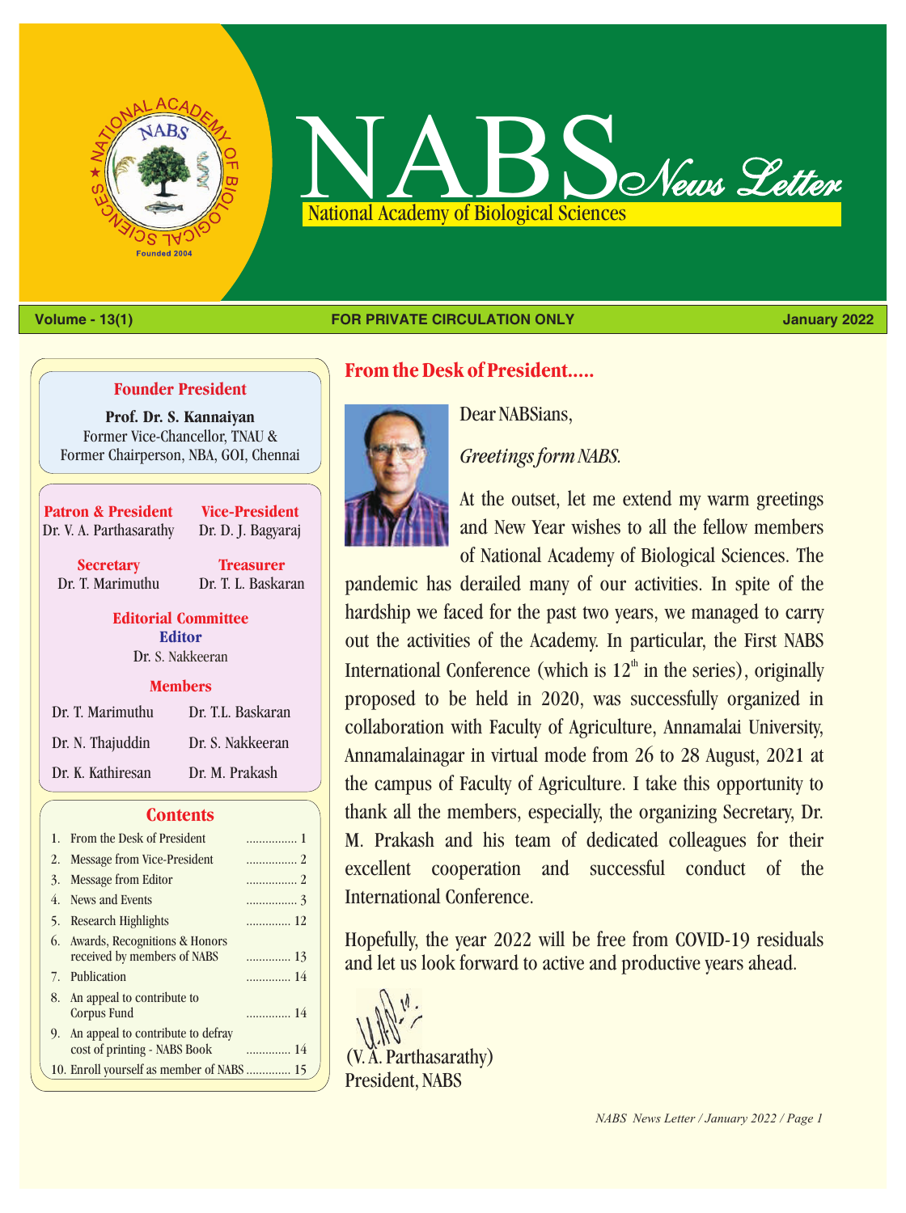# NABS News Letter

National Academy of Biological Sciences

**Volume - 13(1)** | **FOR PRIVATE CIRCULATION ONLY** | **January 2022**

### Founder President

**Prof. Dr. S. Kannaiyan**
Former Vice-Chancellor, TNAU &
Former Chairperson, NBA, GOI, Chennai

**Patron & President**
Dr. V. A. Parthasarathy

**Vice-President**
Dr. D. J. Bagyaraj

**Secretary**
Dr. T. Marimuthu

**Treasurer**
Dr. T. L. Baskaran

### Editorial Committee

**Editor**
Dr. S. Nakkeeran

**Members**

Dr. T. Marimuthu
Dr. T.L. Baskaran
Dr. N. Thajuddin
Dr. S. Nakkeeran
Dr. K. Kathiresan
Dr. M. Prakash

### Contents

| | | |
|---|---|---|
| 1. | From the Desk of President | 1 |
| 2. | Message from Vice-President | 2 |
| 3. | Message from Editor | 2 |
| 4. | News and Events | 3 |
| 5. | Research Highlights | 12 |
| 6. | Awards, Recognitions & Honors received by members of NABS | 13 |
| 7. | Publication | 14 |
| 8. | An appeal to contribute to Corpus Fund | 14 |
| 9. | An appeal to contribute to defray cost of printing - NABS Book | 14 |
| 10. | Enroll yourself as member of NABS | 15 |

## From the Desk of President.....

Dear NABSians,

*Greetings form NABS.*

At the outset, let me extend my warm greetings and New Year wishes to all the fellow members of National Academy of Biological Sciences. The pandemic has derailed many of our activities. In spite of the hardship we faced for the past two years, we managed to carry out the activities of the Academy. In particular, the First NABS International Conference (which is $12^{th}$ in the series), originally proposed to be held in 2020, was successfully organized in collaboration with Faculty of Agriculture, Annamalai University, Annamalainagar in virtual mode from 26 to 28 August, 2021 at the campus of Faculty of Agriculture. I take this opportunity to thank all the members, especially, the organizing Secretary, Dr. M. Prakash and his team of dedicated colleagues for their excellent cooperation and successful conduct of the International Conference.

Hopefully, the year 2022 will be free from COVID-19 residuals and let us look forward to active and productive years ahead.

(V. A. Parthasarathy)
President, NABS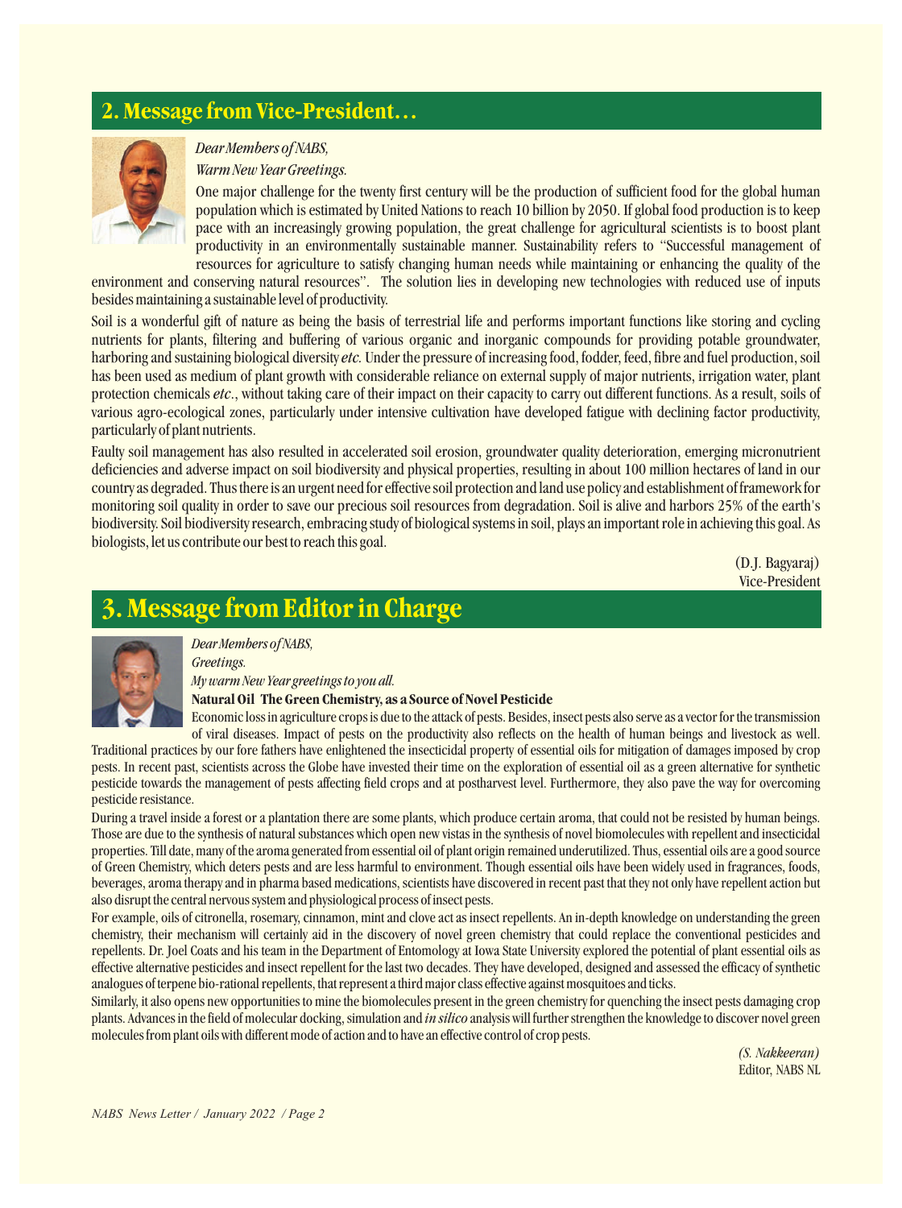## 2. Message from Vice-President…

*Dear Members of NABS,*

*Warm New Year Greetings.*

One major challenge for the twenty first century will be the production of sufficient food for the global human population which is estimated by United Nations to reach 10 billion by 2050. If global food production is to keep pace with an increasingly growing population, the great challenge for agricultural scientists is to boost plant productivity in an environmentally sustainable manner. Sustainability refers to "Successful management of resources for agriculture to satisfy changing human needs while maintaining or enhancing the quality of the environment and conserving natural resources". The solution lies in developing new technologies with reduced use of inputs besides maintaining a sustainable level of productivity.

Soil is a wonderful gift of nature as being the basis of terrestrial life and performs important functions like storing and cycling nutrients for plants, filtering and buffering of various organic and inorganic compounds for providing potable groundwater, harboring and sustaining biological diversity *etc.* Under the pressure of increasing food, fodder, feed, fibre and fuel production, soil has been used as medium of plant growth with considerable reliance on external supply of major nutrients, irrigation water, plant protection chemicals *etc*., without taking care of their impact on their capacity to carry out different functions. As a result, soils of various agro-ecological zones, particularly under intensive cultivation have developed fatigue with declining factor productivity, particularly of plant nutrients.

Faulty soil management has also resulted in accelerated soil erosion, groundwater quality deterioration, emerging micronutrient deficiencies and adverse impact on soil biodiversity and physical properties, resulting in about 100 million hectares of land in our country as degraded. Thus there is an urgent need for effective soil protection and land use policy and establishment of framework for monitoring soil quality in order to save our precious soil resources from degradation. Soil is alive and harbors 25% of the earth's biodiversity. Soil biodiversity research, embracing study of biological systems in soil, plays an important role in achieving this goal. As biologists, let us contribute our best to reach this goal.

(D.J. Bagyaraj)
Vice-President

## 3. Message from Editor in Charge

*Dear Members of NABS,*

*Greetings.*

*My warm New Year greetings to you all.*

**Natural Oil The Green Chemistry, as a Source of Novel Pesticide**

Economic loss in agriculture crops is due to the attack of pests. Besides, insect pests also serve as a vector for the transmission of viral diseases. Impact of pests on the productivity also reflects on the health of human beings and livestock as well. Traditional practices by our fore fathers have enlightened the insecticidal property of essential oils for mitigation of damages imposed by crop pests. In recent past, scientists across the Globe have invested their time on the exploration of essential oil as a green alternative for synthetic pesticide towards the management of pests affecting field crops and at postharvest level. Furthermore, they also pave the way for overcoming pesticide resistance.

During a travel inside a forest or a plantation there are some plants, which produce certain aroma, that could not be resisted by human beings. Those are due to the synthesis of natural substances which open new vistas in the synthesis of novel biomolecules with repellent and insecticidal properties. Till date, many of the aroma generated from essential oil of plant origin remained underutilized. Thus, essential oils are a good source of Green Chemistry, which deters pests and are less harmful to environment. Though essential oils have been widely used in fragrances, foods, beverages, aroma therapy and in pharma based medications, scientists have discovered in recent past that they not only have repellent action but also disrupt the central nervous system and physiological process of insect pests.

For example, oils of citronella, rosemary, cinnamon, mint and clove act as insect repellents. An in-depth knowledge on understanding the green chemistry, their mechanism will certainly aid in the discovery of novel green chemistry that could replace the conventional pesticides and repellents. Dr. Joel Coats and his team in the Department of Entomology at Iowa State University explored the potential of plant essential oils as effective alternative pesticides and insect repellent for the last two decades. They have developed, designed and assessed the efficacy of synthetic analogues of terpene bio-rational repellents, that represent a third major class effective against mosquitoes and ticks.

Similarly, it also opens new opportunities to mine the biomolecules present in the green chemistry for quenching the insect pests damaging crop plants. Advances in the field of molecular docking, simulation and *in silico* analysis will further strengthen the knowledge to discover novel green molecules from plant oils with different mode of action and to have an effective control of crop pests.

*(S. Nakkeeran)*
Editor, NABS NL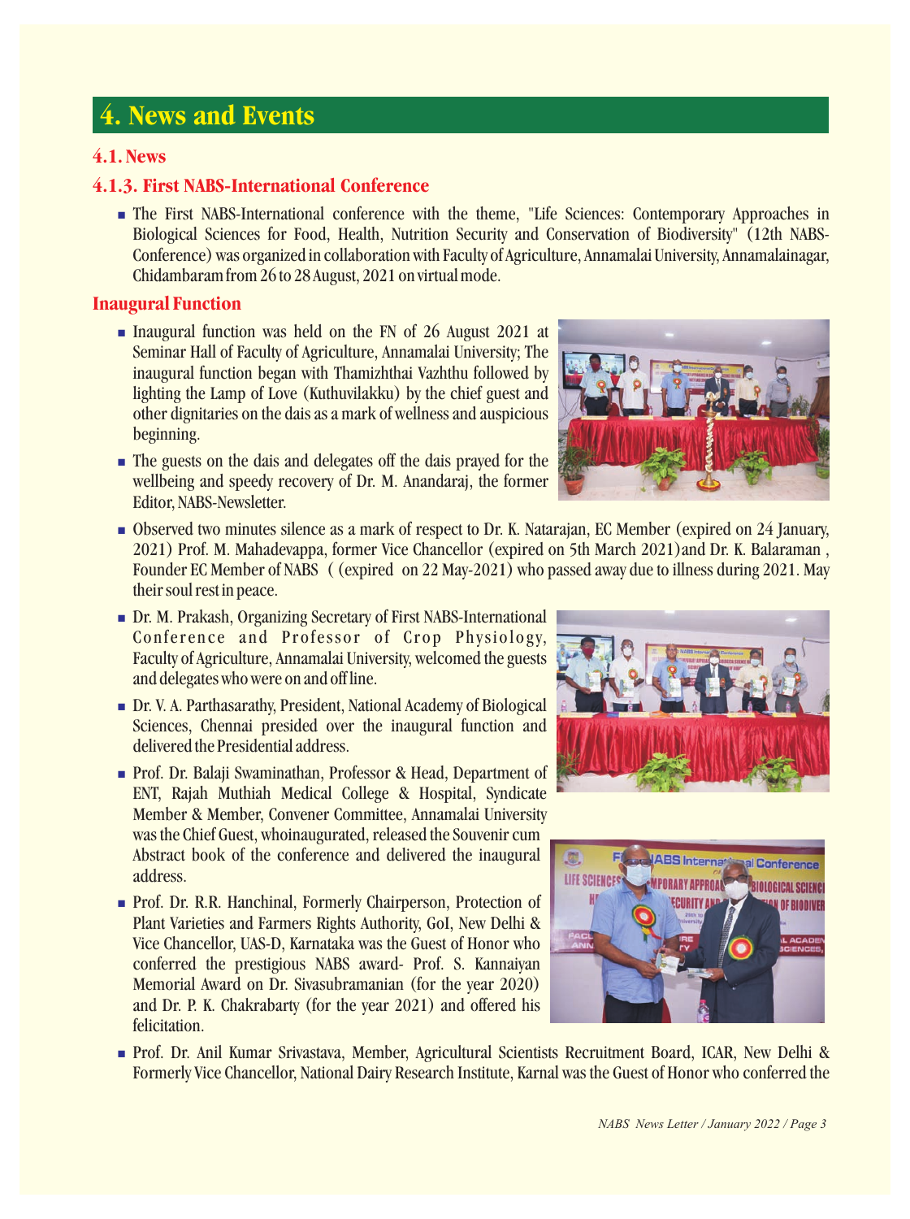# 4. News and Events

## 4.1. News

### 4.1.3. First NABS-International Conference

- The First NABS-International conference with the theme, "Life Sciences: Contemporary Approaches in Biological Sciences for Food, Health, Nutrition Security and Conservation of Biodiversity" (12th NABS-Conference) was organized in collaboration with Faculty of Agriculture, Annamalai University, Annamalainagar, Chidambaram from 26 to 28 August, 2021 on virtual mode.

### Inaugural Function

- Inaugural function was held on the FN of 26 August 2021 at Seminar Hall of Faculty of Agriculture, Annamalai University; The inaugural function began with Thamizhthai Vazhthu followed by lighting the Lamp of Love (Kuthuvilakku) by the chief guest and other dignitaries on the dais as a mark of wellness and auspicious beginning.
- The guests on the dais and delegates off the dais prayed for the wellbeing and speedy recovery of Dr. M. Anandaraj, the former Editor, NABS-Newsletter.
- Observed two minutes silence as a mark of respect to Dr. K. Natarajan, EC Member (expired on 24 January, 2021) Prof. M. Mahadevappa, former Vice Chancellor (expired on 5th March 2021)and Dr. K. Balaraman , Founder EC Member of NABS ( (expired on 22 May-2021) who passed away due to illness during 2021. May their soul rest in peace.
- Dr. M. Prakash, Organizing Secretary of First NABS-International Conference and Professor of Crop Physiology, Faculty of Agriculture, Annamalai University, welcomed the guests and delegates who were on and off line.
- Dr. V. A. Parthasarathy, President, National Academy of Biological Sciences, Chennai presided over the inaugural function and delivered the Presidential address.
- Prof. Dr. Balaji Swaminathan, Professor & Head, Department of ENT, Rajah Muthiah Medical College & Hospital, Syndicate Member & Member, Convener Committee, Annamalai University was the Chief Guest, whoinaugurated, released the Souvenir cum Abstract book of the conference and delivered the inaugural address.
- Prof. Dr. R.R. Hanchinal, Formerly Chairperson, Protection of Plant Varieties and Farmers Rights Authority, GoI, New Delhi & Vice Chancellor, UAS-D, Karnataka was the Guest of Honor who conferred the prestigious NABS award- Prof. S. Kannaiyan Memorial Award on Dr. Sivasubramanian (for the year 2020) and Dr. P. K. Chakrabarty (for the year 2021) and offered his felicitation.
- Prof. Dr. Anil Kumar Srivastava, Member, Agricultural Scientists Recruitment Board, ICAR, New Delhi & Formerly Vice Chancellor, National Dairy Research Institute, Karnal was the Guest of Honor who conferred the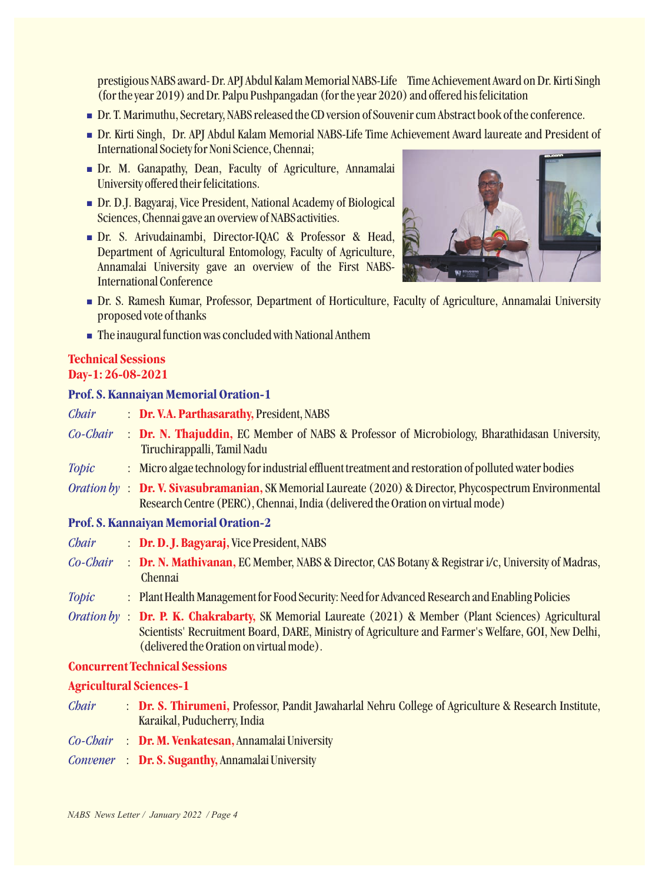prestigious NABS award- Dr. APJ Abdul Kalam Memorial NABS-Life Time Achievement Award on Dr. Kirti Singh (for the year 2019) and Dr. Palpu Pushpangadan (for the year 2020) and offered his felicitation

- Dr. T. Marimuthu, Secretary, NABS released the CD version of Souvenir cum Abstract book of the conference.
- Dr. Kirti Singh, Dr. APJ Abdul Kalam Memorial NABS-Life Time Achievement Award laureate and President of International Society for Noni Science, Chennai;
- Dr. M. Ganapathy, Dean, Faculty of Agriculture, Annamalai University offered their felicitations.
- Dr. D.J. Bagyaraj, Vice President, National Academy of Biological Sciences, Chennai gave an overview of NABS activities.
- Dr. S. Arivudainambi, Director-IQAC & Professor & Head, Department of Agricultural Entomology, Faculty of Agriculture, Annamalai University gave an overview of the First NABS-International Conference
- Dr. S. Ramesh Kumar, Professor, Department of Horticulture, Faculty of Agriculture, Annamalai University proposed vote of thanks
- The inaugural function was concluded with National Anthem

## Technical Sessions

## Day-1: 26-08-2021

### Prof. S. Kannaiyan Memorial Oration-1

*Chair* : **Dr. V.A. Parthasarathy,** President, NABS

*Co-Chair* : **Dr. N. Thajuddin,** EC Member of NABS & Professor of Microbiology, Bharathidasan University, Tiruchirappalli, Tamil Nadu

*Topic* : Micro algae technology for industrial effluent treatment and restoration of polluted water bodies

*Oration by* : **Dr. V. Sivasubramanian,** SK Memorial Laureate (2020) & Director, Phycospectrum Environmental Research Centre (PERC), Chennai, India (delivered the Oration on virtual mode)

### Prof. S. Kannaiyan Memorial Oration-2

*Chair* : **Dr. D. J. Bagyaraj,** Vice President, NABS

*Co-Chair* : **Dr. N. Mathivanan,** EC Member, NABS & Director, CAS Botany & Registrar i/c, University of Madras, Chennai

*Topic* : Plant Health Management for Food Security: Need for Advanced Research and Enabling Policies

*Oration by* : **Dr. P. K. Chakrabarty,** SK Memorial Laureate (2021) & Member (Plant Sciences) Agricultural Scientists' Recruitment Board, DARE, Ministry of Agriculture and Farmer's Welfare, GOI, New Delhi, (delivered the Oration on virtual mode).

### Concurrent Technical Sessions

### Agricultural Sciences-1

*Chair* : **Dr. S. Thirumeni,** Professor, Pandit Jawaharlal Nehru College of Agriculture & Research Institute, Karaikal, Puducherry, India

*Co-Chair* : **Dr. M. Venkatesan,** Annamalai University

*Convener* : **Dr. S. Suganthy,** Annamalai University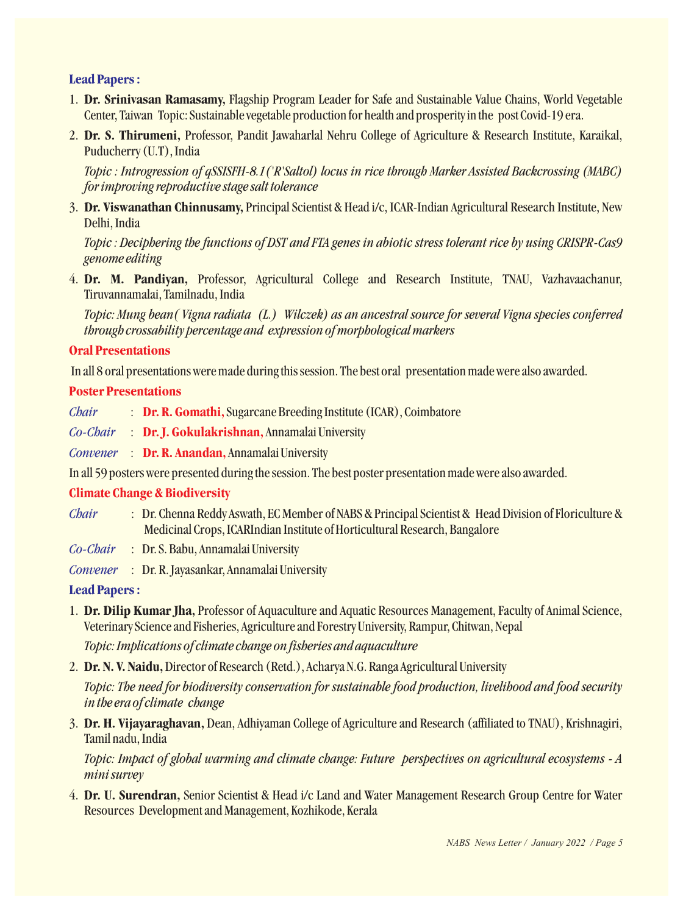### Lead Papers :

1. **Dr. Srinivasan Ramasamy,** Flagship Program Leader for Safe and Sustainable Value Chains, World Vegetable Center, Taiwan Topic: Sustainable vegetable production for health and prosperity in the post Covid-19 era.
2. **Dr. S. Thirumeni,** Professor, Pandit Jawaharlal Nehru College of Agriculture & Research Institute, Karaikal, Puducherry (U.T), India

   *Topic : Introgression of qSSISFH-8.1('R'Saltol) locus in rice through Marker Assisted Backcrossing (MABC) for improving reproductive stage salt tolerance*
3. **Dr. Viswanathan Chinnusamy,** Principal Scientist & Head i/c, ICAR-Indian Agricultural Research Institute, New Delhi, India

   *Topic : Deciphering the functions of DST and FTA genes in abiotic stress tolerant rice by using CRISPR-Cas9 genome editing*
4. **Dr. M. Pandiyan,** Professor, Agricultural College and Research Institute, TNAU, Vazhavaachanur, Tiruvannamalai, Tamilnadu, India

   *Topic: Mung bean( Vigna radiata (L.) Wilczek) as an ancestral source for several Vigna species conferred through crossability percentage and expression of morphological markers*

### Oral Presentations

In all 8 oral presentations were made during this session. The best oral presentation made were also awarded.

### Poster Presentations

*Chair* : **Dr. R. Gomathi,** Sugarcane Breeding Institute (ICAR), Coimbatore

*Co-Chair* : **Dr. J. Gokulakrishnan,** Annamalai University

*Convener* : **Dr. R. Anandan,** Annamalai University

In all 59 posters were presented during the session. The best poster presentation made were also awarded.

### Climate Change & Biodiversity

*Chair* : Dr. Chenna Reddy Aswath, EC Member of NABS & Principal Scientist & Head Division of Floriculture & Medicinal Crops, ICARIndian Institute of Horticultural Research, Bangalore

*Co-Chair* : Dr. S. Babu, Annamalai University

*Convener* : Dr. R. Jayasankar, Annamalai University

### Lead Papers :

1. **Dr. Dilip Kumar Jha,** Professor of Aquaculture and Aquatic Resources Management, Faculty of Animal Science, Veterinary Science and Fisheries, Agriculture and Forestry University, Rampur, Chitwan, Nepal

   *Topic: Implications of climate change on fisheries and aquaculture*
2. **Dr. N. V. Naidu,** Director of Research (Retd.), Acharya N.G. Ranga Agricultural University

   *Topic: The need for biodiversity conservation for sustainable food production, livelihood and food security in the era of climate change*
3. **Dr. H. Vijayaraghavan,** Dean, Adhiyaman College of Agriculture and Research (affiliated to TNAU), Krishnagiri, Tamil nadu, India

   *Topic: Impact of global warming and climate change: Future perspectives on agricultural ecosystems - A mini survey*
4. **Dr. U. Surendran,** Senior Scientist & Head i/c Land and Water Management Research Group Centre for Water Resources Development and Management, Kozhikode, Kerala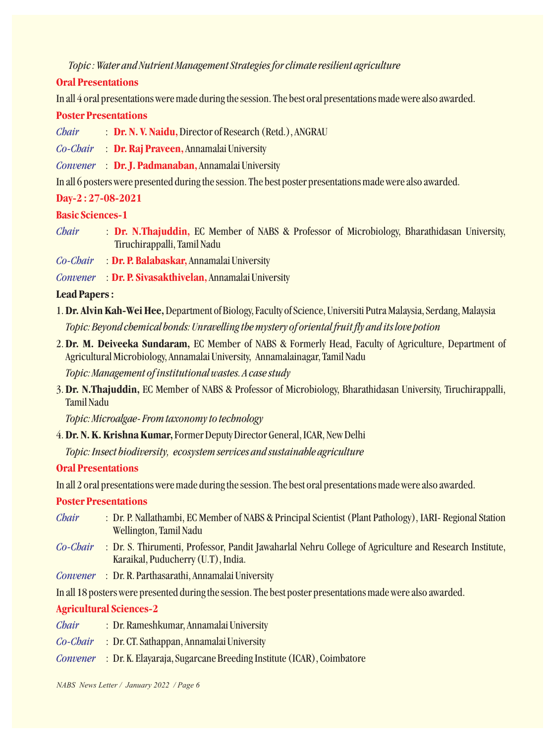*Topic : Water and Nutrient Management Strategies for climate resilient agriculture*

**Oral Presentations**

In all 4 oral presentations were made during the session. The best oral presentations made were also awarded.

**Poster Presentations**

*Chair* : **Dr. N. V. Naidu,** Director of Research (Retd.), ANGRAU

*Co-Chair* : **Dr. Raj Praveen,** Annamalai University

*Convener* : **Dr. J. Padmanaban,** Annamalai University

In all 6 posters were presented during the session. The best poster presentations made were also awarded.

## Day-2 : 27-08-2021

### Basic Sciences-1

*Chair* : **Dr. N.Thajuddin,** EC Member of NABS & Professor of Microbiology, Bharathidasan University, Tiruchirappalli, Tamil Nadu

*Co-Chair* : **Dr. P. Balabaskar,** Annamalai University

*Convener* : **Dr. P. Sivasakthivelan,** Annamalai University

**Lead Papers :**

1. **Dr. Alvin Kah-Wei Hee,** Department of Biology, Faculty of Science, Universiti Putra Malaysia, Serdang, Malaysia

   *Topic: Beyond chemical bonds: Unravelling the mystery of oriental fruit fly and its love potion*

2. **Dr. M. Deiveeka Sundaram,** EC Member of NABS & Formerly Head, Faculty of Agriculture, Department of Agricultural Microbiology, Annamalai University, Annamalainagar, Tamil Nadu

   *Topic: Management of institutional wastes. A case study*

3. **Dr. N.Thajuddin,** EC Member of NABS & Professor of Microbiology, Bharathidasan University, Tiruchirappalli, Tamil Nadu

   *Topic: Microalgae - From taxonomy to technology*

4. **Dr. N. K. Krishna Kumar,** Former Deputy Director General, ICAR, New Delhi

   *Topic: Insect biodiversity, ecosystem services and sustainable agriculture*

**Oral Presentations**

In all 2 oral presentations were made during the session. The best oral presentations made were also awarded.

**Poster Presentations**

*Chair* : Dr. P. Nallathambi, EC Member of NABS & Principal Scientist (Plant Pathology), IARI- Regional Station Wellington, Tamil Nadu

*Co-Chair* : Dr. S. Thirumenti, Professor, Pandit Jawaharlal Nehru College of Agriculture and Research Institute, Karaikal, Puducherry (U.T), India.

*Convener* : Dr. R. Parthasarathi, Annamalai University

In all 18 posters were presented during the session. The best poster presentations made were also awarded.

### Agricultural Sciences-2

*Chair* : Dr. Rameshkumar, Annamalai University

*Co-Chair* : Dr. CT. Sathappan, Annamalai University

*Convener* : Dr. K. Elayaraja, Sugarcane Breeding Institute (ICAR), Coimbatore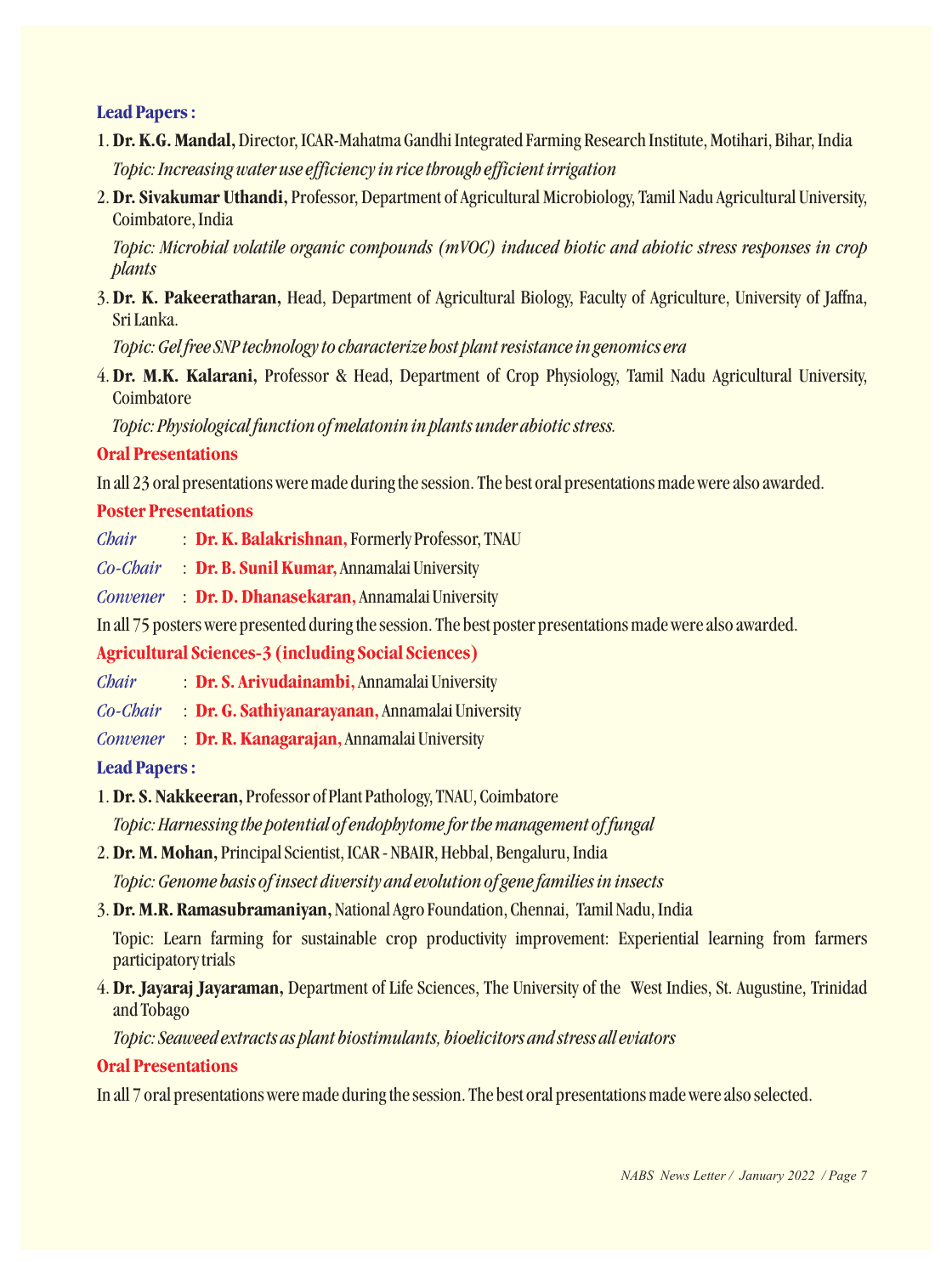### Lead Papers :

1. **Dr. K.G. Mandal,** Director, ICAR-Mahatma Gandhi Integrated Farming Research Institute, Motihari, Bihar, India

   *Topic: Increasing water use efficiency in rice through efficient irrigation*

2. **Dr. Sivakumar Uthandi,** Professor, Department of Agricultural Microbiology, Tamil Nadu Agricultural University, Coimbatore, India

   *Topic: Microbial volatile organic compounds (mVOC) induced biotic and abiotic stress responses in crop plants*

3. **Dr. K. Pakeeratharan,** Head, Department of Agricultural Biology, Faculty of Agriculture, University of Jaffna, Sri Lanka.

   *Topic: Gel free SNP technology to characterize host plant resistance in genomics era*

4. **Dr. M.K. Kalarani,** Professor & Head, Department of Crop Physiology, Tamil Nadu Agricultural University, Coimbatore

   *Topic: Physiological function of melatonin in plants under abiotic stress.*

### Oral Presentations

In all 23 oral presentations were made during the session. The best oral presentations made were also awarded.

### Poster Presentations

*Chair* : **Dr. K. Balakrishnan,** Formerly Professor, TNAU

*Co-Chair* : **Dr. B. Sunil Kumar,** Annamalai University

*Convener* : **Dr. D. Dhanasekaran,** Annamalai University

In all 75 posters were presented during the session. The best poster presentations made were also awarded.

### Agricultural Sciences-3 (including Social Sciences)

*Chair* : **Dr. S. Arivudainambi,** Annamalai University

*Co-Chair* : **Dr. G. Sathiyanarayanan,** Annamalai University

*Convener* : **Dr. R. Kanagarajan,** Annamalai University

### Lead Papers :

1. **Dr. S. Nakkeeran,** Professor of Plant Pathology, TNAU, Coimbatore

   *Topic: Harnessing the potential of endophytome for the management of fungal*

2. **Dr. M. Mohan,** Principal Scientist, ICAR - NBAIR, Hebbal, Bengaluru, India

   *Topic: Genome basis of insect diversity and evolution of gene families in insects*

3. **Dr. M.R. Ramasubramaniyan,** National Agro Foundation, Chennai, Tamil Nadu, India

   Topic: Learn farming for sustainable crop productivity improvement: Experiential learning from farmers participatory trials

4. **Dr. Jayaraj Jayaraman,** Department of Life Sciences, The University of the West Indies, St. Augustine, Trinidad and Tobago

   *Topic: Seaweed extracts as plant biostimulants, bioelicitors and stress all eviators*

### Oral Presentations

In all 7 oral presentations were made during the session. The best oral presentations made were also selected.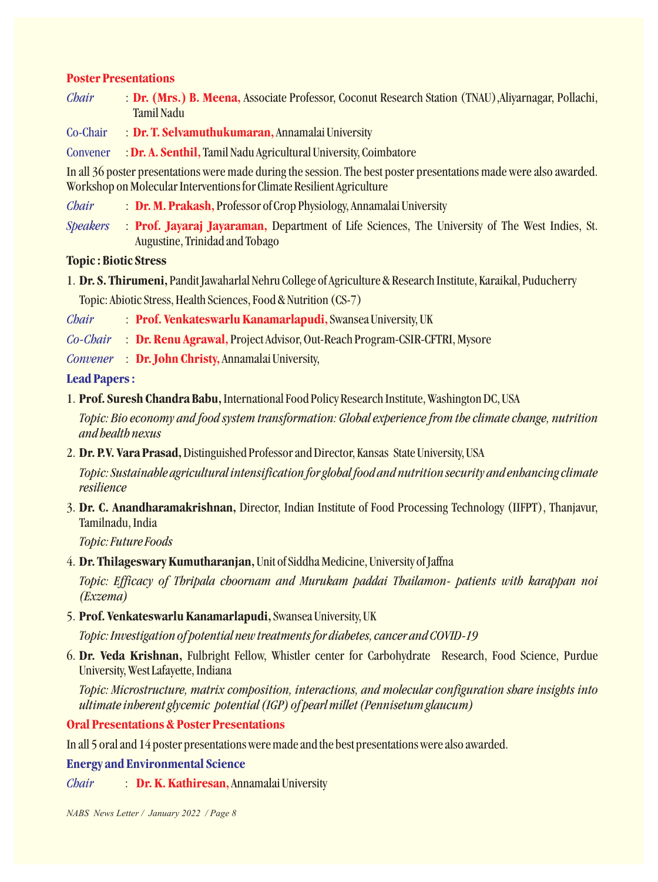**Poster Presentations**

*Chair* : **Dr. (Mrs.) B. Meena,** Associate Professor, Coconut Research Station (TNAU),Aliyarnagar, Pollachi, Tamil Nadu

Co-Chair : **Dr. T. Selvamuthukumaran,** Annamalai University

Convener : **Dr. A. Senthil,** Tamil Nadu Agricultural University, Coimbatore

In all 36 poster presentations were made during the session. The best poster presentations made were also awarded. Workshop on Molecular Interventions for Climate Resilient Agriculture

*Chair* : **Dr. M. Prakash,** Professor of Crop Physiology, Annamalai University

*Speakers* : **Prof. Jayaraj Jayaraman,** Department of Life Sciences, The University of The West Indies, St. Augustine, Trinidad and Tobago

**Topic : Biotic Stress**

1. **Dr. S. Thirumeni,** Pandit Jawaharlal Nehru College of Agriculture & Research Institute, Karaikal, Puducherry

   Topic: Abiotic Stress, Health Sciences, Food & Nutrition (CS-7)

*Chair* : **Prof. Venkateswarlu Kanamarlapudi,** Swansea University, UK

*Co-Chair* : **Dr. Renu Agrawal,** Project Advisor, Out-Reach Program-CSIR-CFTRI, Mysore

*Convener* : **Dr. John Christy,** Annamalai University,

**Lead Papers :**

1. **Prof. Suresh Chandra Babu,** International Food Policy Research Institute, Washington DC, USA

   *Topic: Bio economy and food system transformation: Global experience from the climate change, nutrition and health nexus*

2. **Dr. P.V. Vara Prasad,** Distinguished Professor and Director, Kansas State University, USA

   *Topic: Sustainable agricultural intensification for global food and nutrition security and enhancing climate resilience*

3. **Dr. C. Anandharamakrishnan,** Director, Indian Institute of Food Processing Technology (IIFPT), Thanjavur, Tamilnadu, India

   *Topic: Future Foods*

4. **Dr. Thilageswary Kumutharanjan,** Unit of Siddha Medicine, University of Jaffna

   *Topic: Efficacy of Thripala choornam and Murukam paddai Thailamon- patients with karappan noi (Exzema)*

5. **Prof. Venkateswarlu Kanamarlapudi,** Swansea University, UK

   *Topic: Investigation of potential new treatments for diabetes, cancer and COVID-19*

6. **Dr. Veda Krishnan,** Fulbright Fellow, Whistler center for Carbohydrate Research, Food Science, Purdue University, West Lafayette, Indiana

   *Topic: Microstructure, matrix composition, interactions, and molecular configuration share insights into ultimate inherent glycemic potential (IGP) of pearl millet (Pennisetum glaucum)*

**Oral Presentations & Poster Presentations**

In all 5 oral and 14 poster presentations were made and the best presentations were also awarded.

**Energy and Environmental Science**

*Chair* : **Dr. K. Kathiresan,** Annamalai University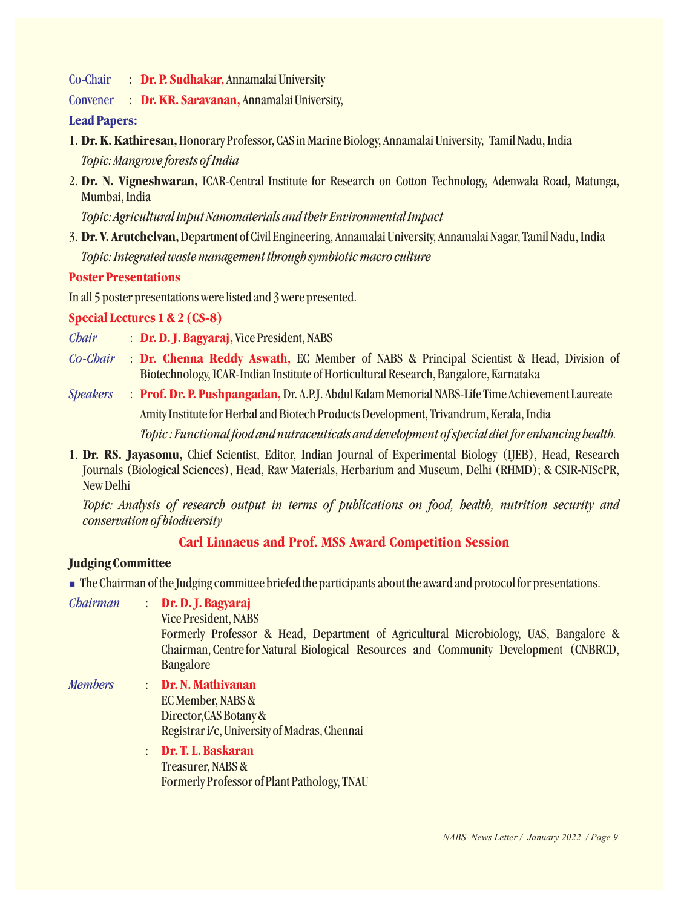Co-Chair : **Dr. P. Sudhakar,** Annamalai University

Convener : **Dr. KR. Saravanan,** Annamalai University,

**Lead Papers:**

1. **Dr. K. Kathiresan,** Honorary Professor, CAS in Marine Biology, Annamalai University, Tamil Nadu, India
   *Topic: Mangrove forests of India*
2. **Dr. N. Vigneshwaran,** ICAR-Central Institute for Research on Cotton Technology, Adenwala Road, Matunga, Mumbai, India
   *Topic: Agricultural Input Nanomaterials and their Environmental Impact*
3. **Dr. V. Arutchelvan,** Department of Civil Engineering, Annamalai University, Annamalai Nagar, Tamil Nadu, India
   *Topic: Integrated waste management through symbiotic macro culture*

**Poster Presentations**

In all 5 poster presentations were listed and 3 were presented.

**Special Lectures 1 & 2 (CS-8)**

*Chair* : **Dr. D. J. Bagyaraj,** Vice President, NABS

*Co-Chair* : **Dr. Chenna Reddy Aswath,** EC Member of NABS & Principal Scientist & Head, Division of Biotechnology, ICAR-Indian Institute of Horticultural Research, Bangalore, Karnataka

*Speakers* : **Prof. Dr. P. Pushpangadan,** Dr. A.P.J. Abdul Kalam Memorial NABS-Life Time Achievement Laureate Amity Institute for Herbal and Biotech Products Development, Trivandrum, Kerala, India
*Topic : Functional food and nutraceuticals and development of special diet for enhancing health.*

1. **Dr. RS. Jayasomu,** Chief Scientist, Editor, Indian Journal of Experimental Biology (IJEB), Head, Research Journals (Biological Sciences), Head, Raw Materials, Herbarium and Museum, Delhi (RHMD); & CSIR-NIScPR, New Delhi
   *Topic: Analysis of research output in terms of publications on food, health, nutrition security and conservation of biodiversity*

## Carl Linnaeus and Prof. MSS Award Competition Session

**Judging Committee**

- The Chairman of the Judging committee briefed the participants about the award and protocol for presentations.

*Chairman* : **Dr. D. J. Bagyaraj**
Vice President, NABS
Formerly Professor & Head, Department of Agricultural Microbiology, UAS, Bangalore & Chairman, Centre for Natural Biological Resources and Community Development (CNBRCD, Bangalore

*Members* : **Dr. N. Mathivanan**
EC Member, NABS &
Director,CAS Botany &
Registrar i/c, University of Madras, Chennai

: **Dr. T. L. Baskaran**
Treasurer, NABS &
Formerly Professor of Plant Pathology, TNAU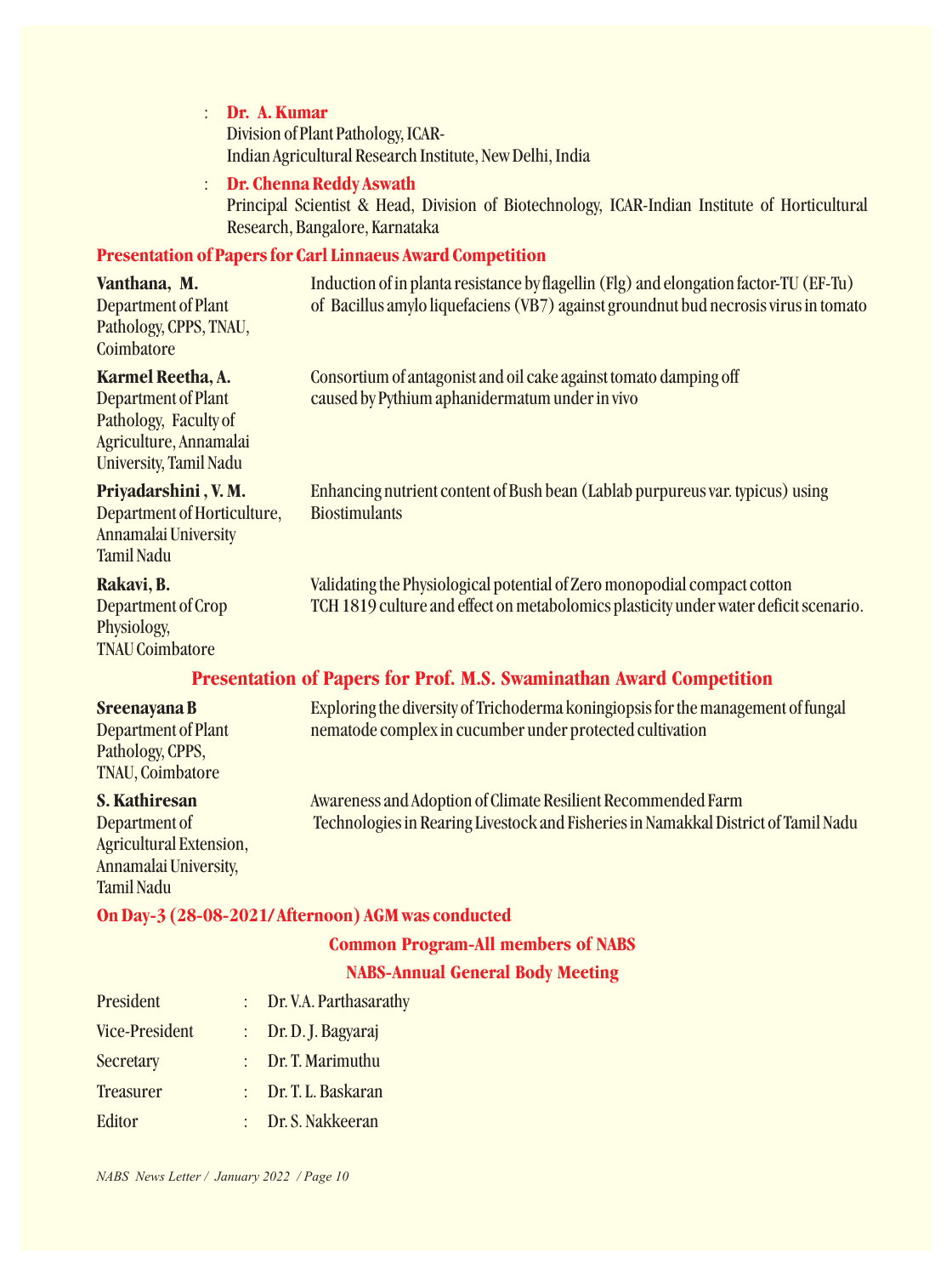: **Dr. A. Kumar**
Division of Plant Pathology, ICAR-
Indian Agricultural Research Institute, New Delhi, India

: **Dr. Chenna Reddy Aswath**
Principal Scientist & Head, Division of Biotechnology, ICAR-Indian Institute of Horticultural Research, Bangalore, Karnataka

## Presentation of Papers for Carl Linnaeus Award Competition

| Presenter | Title |
|---|---|
| **Vanthana, M.** Department of Plant Pathology, CPPS, TNAU, Coimbatore | Induction of in planta resistance by flagellin (Flg) and elongation factor-TU (EF-Tu) of Bacillus amylo liquefaciens (VB7) against groundnut bud necrosis virus in tomato |
| **Karmel Reetha, A.** Department of Plant Pathology, Faculty of Agriculture, Annamalai University, Tamil Nadu | Consortium of antagonist and oil cake against tomato damping off caused by Pythium aphanidermatum under in vivo |
| **Priyadarshini , V. M.** Department of Horticulture, Annamalai University Tamil Nadu | Enhancing nutrient content of Bush bean (Lablab purpureus var. typicus) using Biostimulants |
| **Rakavi, B.** Department of Crop Physiology, TNAU Coimbatore | Validating the Physiological potential of Zero monopodial compact cotton TCH 1819 culture and effect on metabolomics plasticity under water deficit scenario. |

## Presentation of Papers for Prof. M.S. Swaminathan Award Competition

| Presenter | Title |
|---|---|
| **Sreenayana B** Department of Plant Pathology, CPPS, TNAU, Coimbatore | Exploring the diversity of Trichoderma koningiopsis for the management of fungal nematode complex in cucumber under protected cultivation |
| **S. Kathiresan** Department of Agricultural Extension, Annamalai University, Tamil Nadu | Awareness and Adoption of Climate Resilient Recommended Farm Technologies in Rearing Livestock and Fisheries in Namakkal District of Tamil Nadu |

**On Day-3 (28-08-2021/ Afternoon) AGM was conducted**

## Common Program-All members of NABS

## NABS-Annual General Body Meeting

| | | |
|---|---|---|
| President | : | Dr. V.A. Parthasarathy |
| Vice-President | : | Dr. D. J. Bagyaraj |
| Secretary | : | Dr. T. Marimuthu |
| Treasurer | : | Dr. T. L. Baskaran |
| Editor | : | Dr. S. Nakkeeran |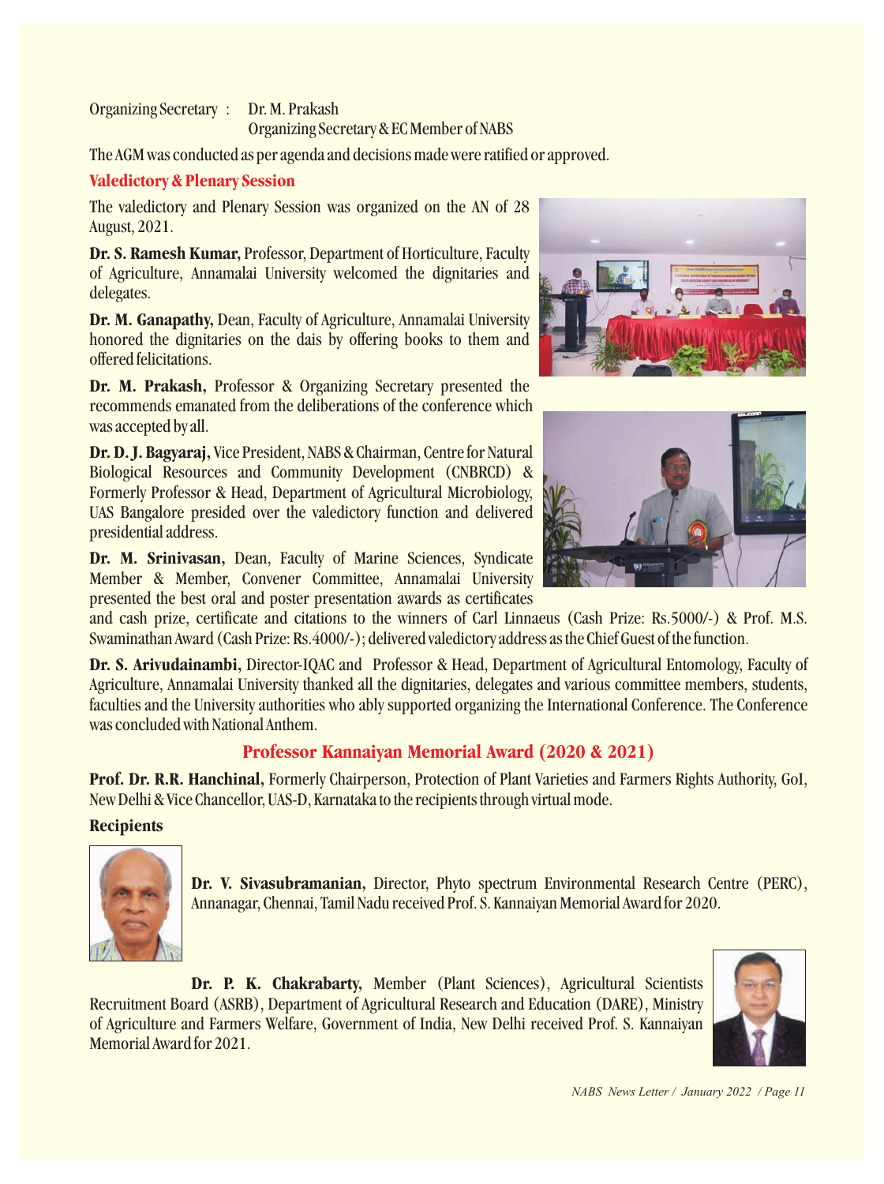Organizing Secretary : Dr. M. Prakash
Organizing Secretary & EC Member of NABS

The AGM was conducted as per agenda and decisions made were ratified or approved.

### Valedictory & Plenary Session

The valedictory and Plenary Session was organized on the AN of 28 August, 2021.

**Dr. S. Ramesh Kumar,** Professor, Department of Horticulture, Faculty of Agriculture, Annamalai University welcomed the dignitaries and delegates.

**Dr. M. Ganapathy,** Dean, Faculty of Agriculture, Annamalai University honored the dignitaries on the dais by offering books to them and offered felicitations.

**Dr. M. Prakash,** Professor & Organizing Secretary presented the recommends emanated from the deliberations of the conference which was accepted by all.

**Dr. D. J. Bagyaraj,** Vice President, NABS & Chairman, Centre for Natural Biological Resources and Community Development (CNBRCD) & Formerly Professor & Head, Department of Agricultural Microbiology, UAS Bangalore presided over the valedictory function and delivered presidential address.

**Dr. M. Srinivasan,** Dean, Faculty of Marine Sciences, Syndicate Member & Member, Convener Committee, Annamalai University presented the best oral and poster presentation awards as certificates and cash prize, certificate and citations to the winners of Carl Linnaeus (Cash Prize: Rs.5000/-) & Prof. M.S. Swaminathan Award (Cash Prize: Rs.4000/-); delivered valedictory address as the Chief Guest of the function.

**Dr. S. Arivudainambi,** Director-IQAC and Professor & Head, Department of Agricultural Entomology, Faculty of Agriculture, Annamalai University thanked all the dignitaries, delegates and various committee members, students, faculties and the University authorities who ably supported organizing the International Conference. The Conference was concluded with National Anthem.

## Professor Kannaiyan Memorial Award (2020 & 2021)

**Prof. Dr. R.R. Hanchinal,** Formerly Chairperson, Protection of Plant Varieties and Farmers Rights Authority, GoI, New Delhi & Vice Chancellor, UAS-D, Karnataka to the recipients through virtual mode.

**Recipients**

**Dr. V. Sivasubramanian,** Director, Phyto spectrum Environmental Research Centre (PERC), Annanagar, Chennai, Tamil Nadu received Prof. S. Kannaiyan Memorial Award for 2020.

**Dr. P. K. Chakrabarty,** Member (Plant Sciences), Agricultural Scientists Recruitment Board (ASRB), Department of Agricultural Research and Education (DARE), Ministry of Agriculture and Farmers Welfare, Government of India, New Delhi received Prof. S. Kannaiyan Memorial Award for 2021.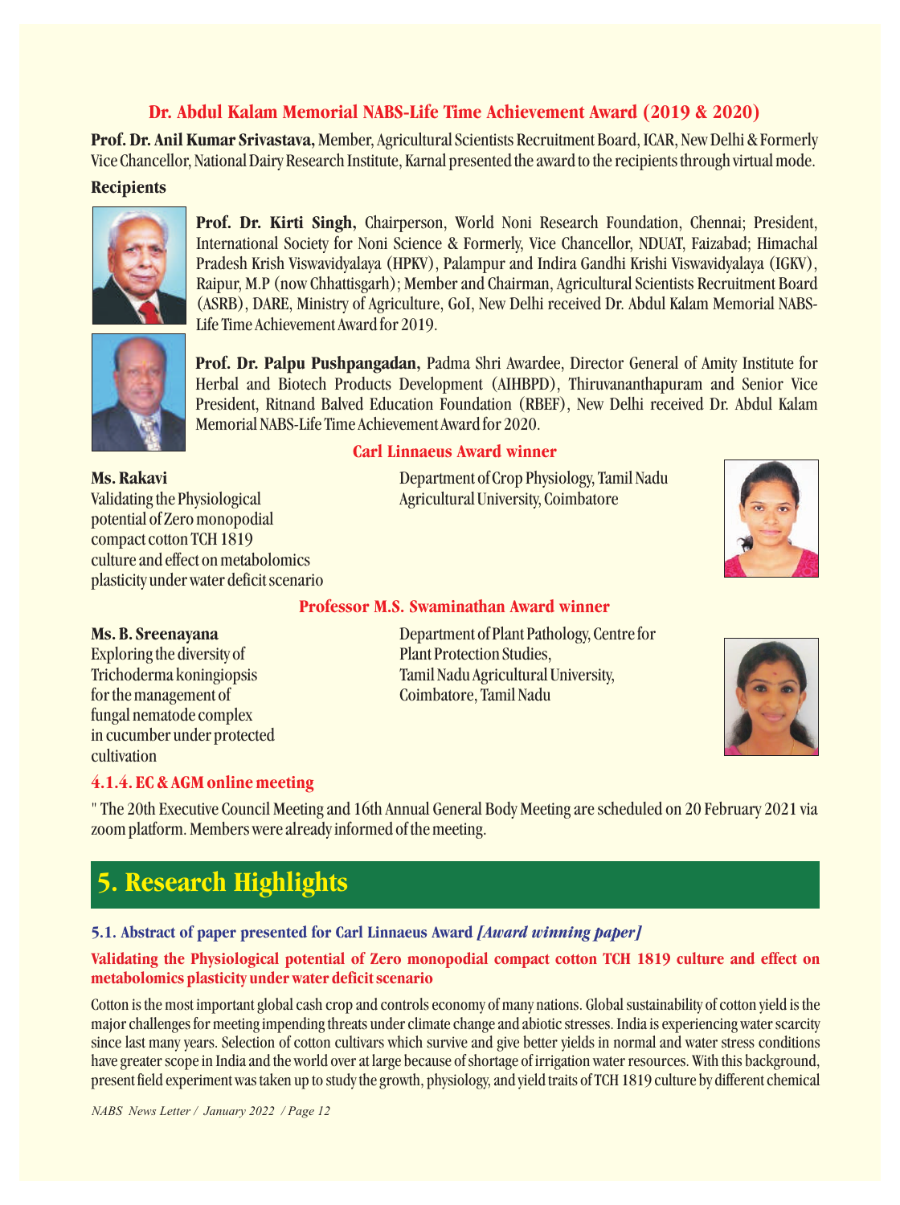### Dr. Abdul Kalam Memorial NABS-Life Time Achievement Award (2019 & 2020)

**Prof. Dr. Anil Kumar Srivastava,** Member, Agricultural Scientists Recruitment Board, ICAR, New Delhi & Formerly Vice Chancellor, National Dairy Research Institute, Karnal presented the award to the recipients through virtual mode.

**Recipients**

**Prof. Dr. Kirti Singh,** Chairperson, World Noni Research Foundation, Chennai; President, International Society for Noni Science & Formerly, Vice Chancellor, NDUAT, Faizabad; Himachal Pradesh Krish Viswavidyalaya (HPKV), Palampur and Indira Gandhi Krishi Viswavidyalaya (IGKV), Raipur, M.P (now Chhattisgarh); Member and Chairman, Agricultural Scientists Recruitment Board (ASRB), DARE, Ministry of Agriculture, GoI, New Delhi received Dr. Abdul Kalam Memorial NABS-Life Time Achievement Award for 2019.

**Prof. Dr. Palpu Pushpangadan,** Padma Shri Awardee, Director General of Amity Institute for Herbal and Biotech Products Development (AIHBPD), Thiruvananthapuram and Senior Vice President, Ritnand Balved Education Foundation (RBEF), New Delhi received Dr. Abdul Kalam Memorial NABS-Life Time Achievement Award for 2020.

### Carl Linnaeus Award winner

**Ms. Rakavi**
Validating the Physiological potential of Zero monopodial compact cotton TCH 1819 culture and effect on metabolomics plasticity under water deficit scenario

Department of Crop Physiology, Tamil Nadu Agricultural University, Coimbatore

### Professor M.S. Swaminathan Award winner

**Ms. B. Sreenayana**
Exploring the diversity of Trichoderma koningiopsis for the management of fungal nematode complex in cucumber under protected cultivation

Department of Plant Pathology, Centre for Plant Protection Studies, Tamil Nadu Agricultural University, Coimbatore, Tamil Nadu

### 4.1.4. EC & AGM online meeting

" The 20th Executive Council Meeting and 16th Annual General Body Meeting are scheduled on 20 February 2021 via zoom platform. Members were already informed of the meeting.

## 5. Research Highlights

### 5.1. Abstract of paper presented for Carl Linnaeus Award *[Award winning paper]*

**Validating the Physiological potential of Zero monopodial compact cotton TCH 1819 culture and effect on metabolomics plasticity under water deficit scenario**

Cotton is the most important global cash crop and controls economy of many nations. Global sustainability of cotton yield is the major challenges for meeting impending threats under climate change and abiotic stresses. India is experiencing water scarcity since last many years. Selection of cotton cultivars which survive and give better yields in normal and water stress conditions have greater scope in India and the world over at large because of shortage of irrigation water resources. With this background, present field experiment was taken up to study the growth, physiology, and yield traits of TCH 1819 culture by different chemical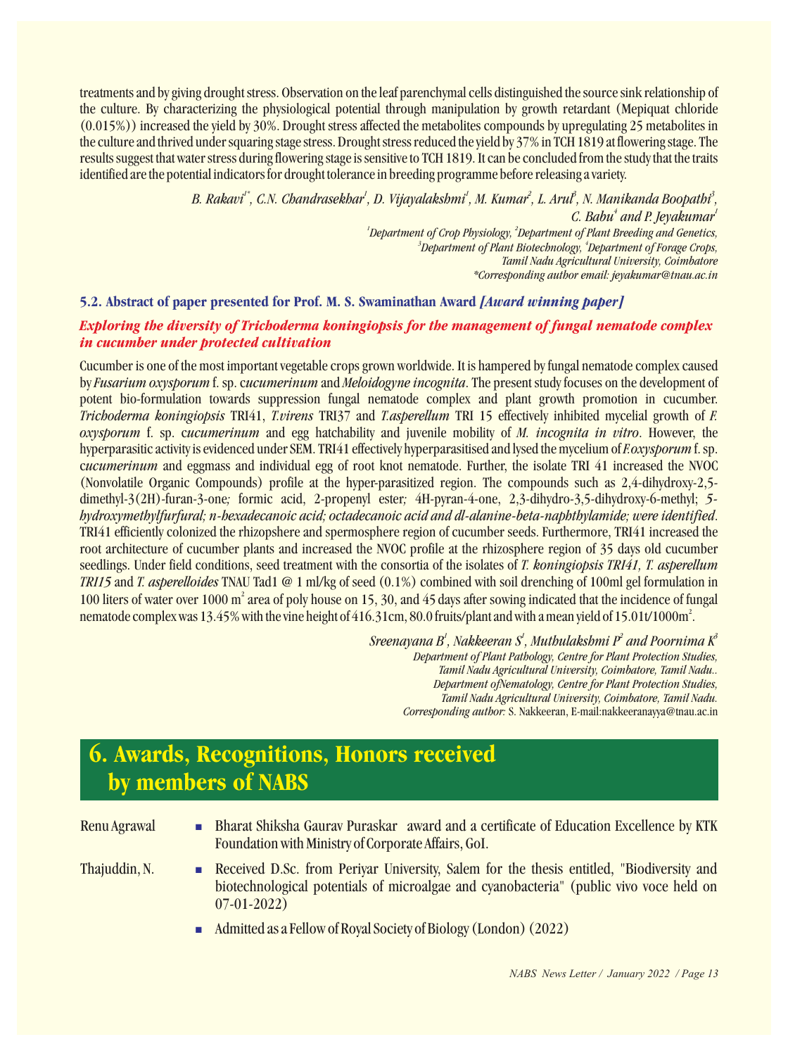treatments and by giving drought stress. Observation on the leaf parenchymal cells distinguished the source sink relationship of the culture. By characterizing the physiological potential through manipulation by growth retardant (Mepiquat chloride (0.015%)) increased the yield by 30%. Drought stress affected the metabolites compounds by upregulating 25 metabolites in the culture and thrived under squaring stage stress. Drought stress reduced the yield by 37% in TCH 1819 at flowering stage. The results suggest that water stress during flowering stage is sensitive to TCH 1819. It can be concluded from the study that the traits identified are the potential indicators for drought tolerance in breeding programme before releasing a variety.

*B. Rakavi[1*], C.N. Chandrasekhar[1], D. Vijayalakshmi[1], M. Kumar[2], L. Arul[3], N. Manikanda Boopathi[3], C. Babu[4] and P. Jeyakumar[1]*

*[1]Department of Crop Physiology, [2]Department of Plant Breeding and Genetics,*
*[3]Department of Plant Biotechnology, [4]Department of Forage Crops,*
*Tamil Nadu Agricultural University, Coimbatore*
**Corresponding author email: jeyakumar@tnau.ac.in*

### 5.2. Abstract of paper presented for Prof. M. S. Swaminathan Award *[Award winning paper]*

***Exploring the diversity of Trichoderma koningiopsis for the management of fungal nematode complex in cucumber under protected cultivation***

Cucumber is one of the most important vegetable crops grown worldwide. It is hampered by fungal nematode complex caused by *Fusarium oxysporum* f. sp. c*ucumerinum* and *Meloidogyne incognita*. The present study focuses on the development of potent bio-formulation towards suppression fungal nematode complex and plant growth promotion in cucumber. *Trichoderma koningiopsis* TRI41, *T.virens* TRI37 and *T.asperellum* TRI 15 effectively inhibited mycelial growth of *F. oxysporum* f. sp. c*ucumerinum* and egg hatchability and juvenile mobility of *M. incognita in vitro*. However, the hyperparasitic activity is evidenced under SEM. TRI41 effectively hyperparasitised and lysed the mycelium of *F.oxysporum* f. sp. c*ucumerinum* and eggmass and individual egg of root knot nematode. Further, the isolate TRI 41 increased the NVOC (Nonvolatile Organic Compounds) profile at the hyper-parasitized region. The compounds such as 2,4-dihydroxy-2,5-dimethyl-3(2H)-furan-3-one*;* formic acid, 2-propenyl ester*;* 4H-pyran-4-one, 2,3-dihydro-3,5-dihydroxy-6-methyl; *5-hydroxymethylfurfural; n-hexadecanoic acid; octadecanoic acid and dl-alanine-beta-naphthylamide; were identified*. TRI41 efficiently colonized the rhizosphere and spermosphere region of cucumber seeds. Furthermore, TRI41 increased the root architecture of cucumber plants and increased the NVOC profile at the rhizosphere region of 35 days old cucumber seedlings. Under field conditions, seed treatment with the consortia of the isolates of *T. koningiopsis TRI41, T. asperellum TRI15* and *T. asperelloides* TNAU Tad1 @ 1 ml/kg of seed (0.1%) combined with soil drenching of 100ml gel formulation in 100 liters of water over 1000 $m^2$ area of poly house on 15, 30, and 45 days after sowing indicated that the incidence of fungal nematode complex was 13.45% with the vine height of 416.31cm, 80.0 fruits/plant and with a mean yield of 15.01t/1000$m^2$.

*Sreenayana B[1], Nakkeeran S[1], Muthulakshmi P[2] and Poornima K[3]*

*Department of Plant Pathology, Centre for Plant Protection Studies,*
*Tamil Nadu Agricultural University, Coimbatore, Tamil Nadu..*
*Department ofNematology, Centre for Plant Protection Studies,*
*Tamil Nadu Agricultural University, Coimbatore, Tamil Nadu.*
*Corresponding author:* S. Nakkeeran, E-mail:nakkeeranayya@tnau.ac.in

## 6. Awards, Recognitions, Honors received by members of NABS

Renu Agrawal
- Bharat Shiksha Gaurav Puraskar award and a certificate of Education Excellence by KTK Foundation with Ministry of Corporate Affairs, GoI.

Thajuddin, N.
- Received D.Sc. from Periyar University, Salem for the thesis entitled, "Biodiversity and biotechnological potentials of microalgae and cyanobacteria" (public vivo voce held on 07-01-2022)
- Admitted as a Fellow of Royal Society of Biology (London) (2022)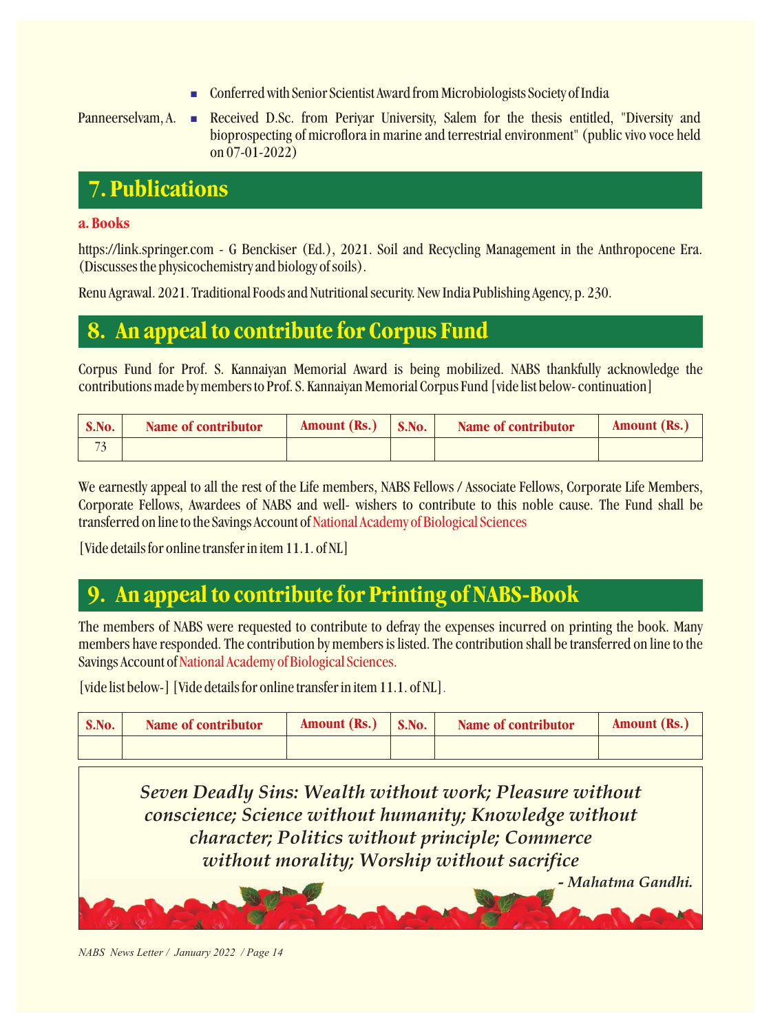- Conferred with Senior Scientist Award from Microbiologists Society of India

Panneerselvam, A.

- Received D.Sc. from Periyar University, Salem for the thesis entitled, "Diversity and bioprospecting of microflora in marine and terrestrial environment" (public vivo voce held on 07-01-2022)

## 7. Publications

**a. Books**

https://link.springer.com - G Benckiser (Ed.), 2021. Soil and Recycling Management in the Anthropocene Era. (Discusses the physicochemistry and biology of soils).

Renu Agrawal. 2021. Traditional Foods and Nutritional security. New India Publishing Agency, p. 230.

## 8. An appeal to contribute for Corpus Fund

Corpus Fund for Prof. S. Kannaiyan Memorial Award is being mobilized. NABS thankfully acknowledge the contributions made by members to Prof. S. Kannaiyan Memorial Corpus Fund [vide list below- continuation]

| S.No. | Name of contributor | Amount (Rs.) | S.No. | Name of contributor | Amount (Rs.) |
|---|---|---|---|---|---|
| 73 | | | | | |

We earnestly appeal to all the rest of the Life members, NABS Fellows / Associate Fellows, Corporate Life Members, Corporate Fellows, Awardees of NABS and well- wishers to contribute to this noble cause. The Fund shall be transferred on line to the Savings Account of National Academy of Biological Sciences

[Vide details for online transfer in item 11.1. of NL]

## 9. An appeal to contribute for Printing of NABS-Book

The members of NABS were requested to contribute to defray the expenses incurred on printing the book. Many members have responded. The contribution by members is listed. The contribution shall be transferred on line to the Savings Account of National Academy of Biological Sciences.

[vide list below-] [Vide details for online transfer in item 11.1. of NL].

| S.No. | Name of contributor | Amount (Rs.) | S.No. | Name of contributor | Amount (Rs.) |
|---|---|---|---|---|---|
| | | | | | |

***Seven Deadly Sins: Wealth without work; Pleasure without conscience; Science without humanity; Knowledge without character; Politics without principle; Commerce without morality; Worship without sacrifice***

***- Mahatma Gandhi.***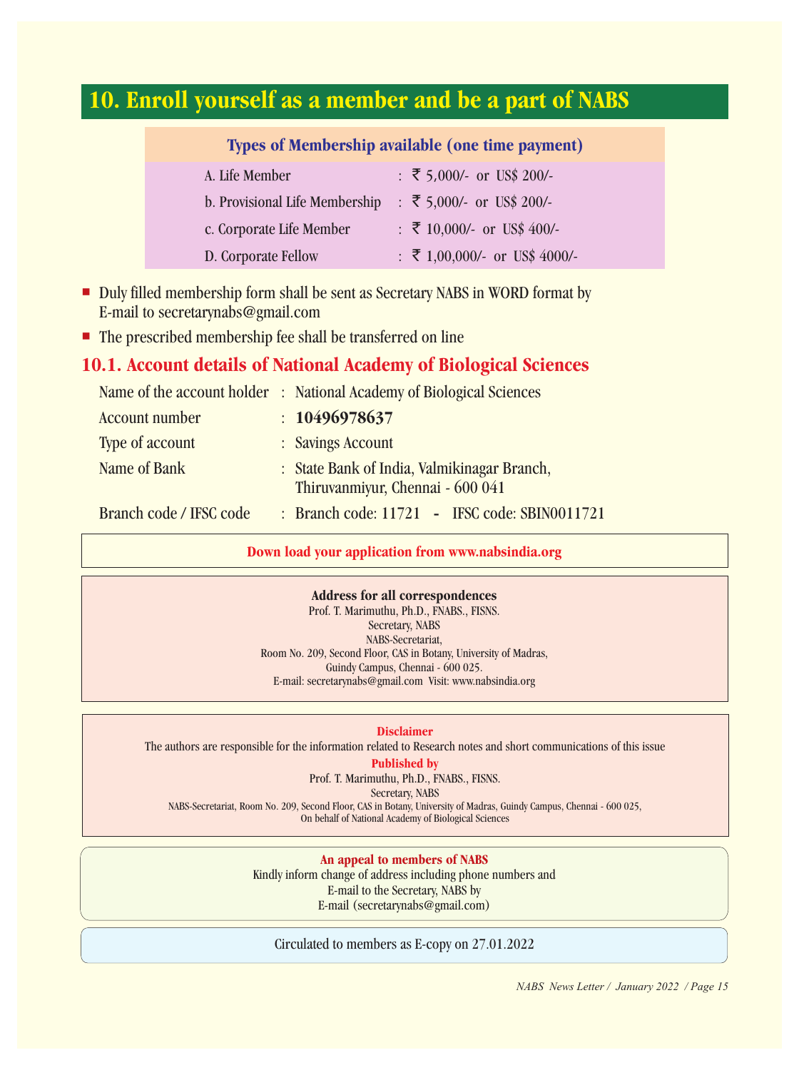## 10. Enroll yourself as a member and be a part of NABS

| Types of Membership available (one time payment) | |
|---|---|
| A. Life Member | : ₹ 5,000/- or US$ 200/- |
| b. Provisional Life Membership | : ₹ 5,000/- or US$ 200/- |
| c. Corporate Life Member | : ₹ 10,000/- or US$ 400/- |
| D. Corporate Fellow | : ₹ 1,00,000/- or US$ 4000/- |

- Duly filled membership form shall be sent as Secretary NABS in WORD format by E-mail to secretarynabs@gmail.com
- The prescribed membership fee shall be transferred on line

### 10.1. Account details of National Academy of Biological Sciences

| | |
|---|---|
| Name of the account holder | : National Academy of Biological Sciences |
| Account number | : **10496978637** |
| Type of account | : Savings Account |
| Name of Bank | : State Bank of India, Valmikinagar Branch, Thiruvanmiyur, Chennai - 600 041 |
| Branch code / IFSC code | : Branch code: 11721 - IFSC code: SBIN0011721 |

**Down load your application from www.nabsindia.org**

**Address for all correspondences**
Prof. T. Marimuthu, Ph.D., FNABS., FISNS.
Secretary, NABS
NABS-Secretariat,
Room No. 209, Second Floor, CAS in Botany, University of Madras,
Guindy Campus, Chennai - 600 025.
E-mail: secretarynabs@gmail.com Visit: www.nabsindia.org

**Disclaimer**
The authors are responsible for the information related to Research notes and short communications of this issue

**Published by**
Prof. T. Marimuthu, Ph.D., FNABS., FISNS.
Secretary, NABS
NABS-Secretariat, Room No. 209, Second Floor, CAS in Botany, University of Madras, Guindy Campus, Chennai - 600 025,
On behalf of National Academy of Biological Sciences

**An appeal to members of NABS**
Kindly inform change of address including phone numbers and E-mail to the Secretary, NABS by E-mail (secretarynabs@gmail.com)

Circulated to members as E-copy on 27.01.2022